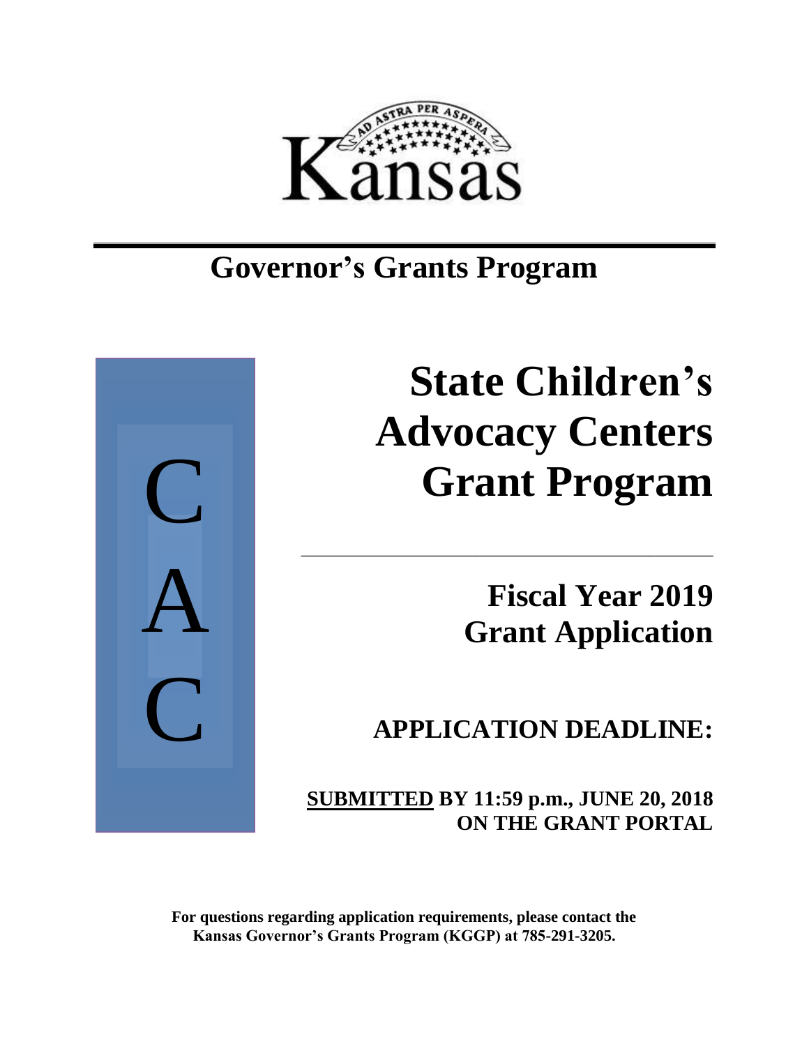Kansas

AD ASTRA PER ASPERA

# Governor's Grants Program

C
A
C

# State Children's Advocacy Centers Grant Program

## Fiscal Year 2019 Grant Application

## APPLICATION DEADLINE:

**SUBMITTED BY 11:59 p.m., JUNE 20, 2018 ON THE GRANT PORTAL**

**For questions regarding application requirements, please contact the Kansas Governor's Grants Program (KGGP) at 785-291-3205.**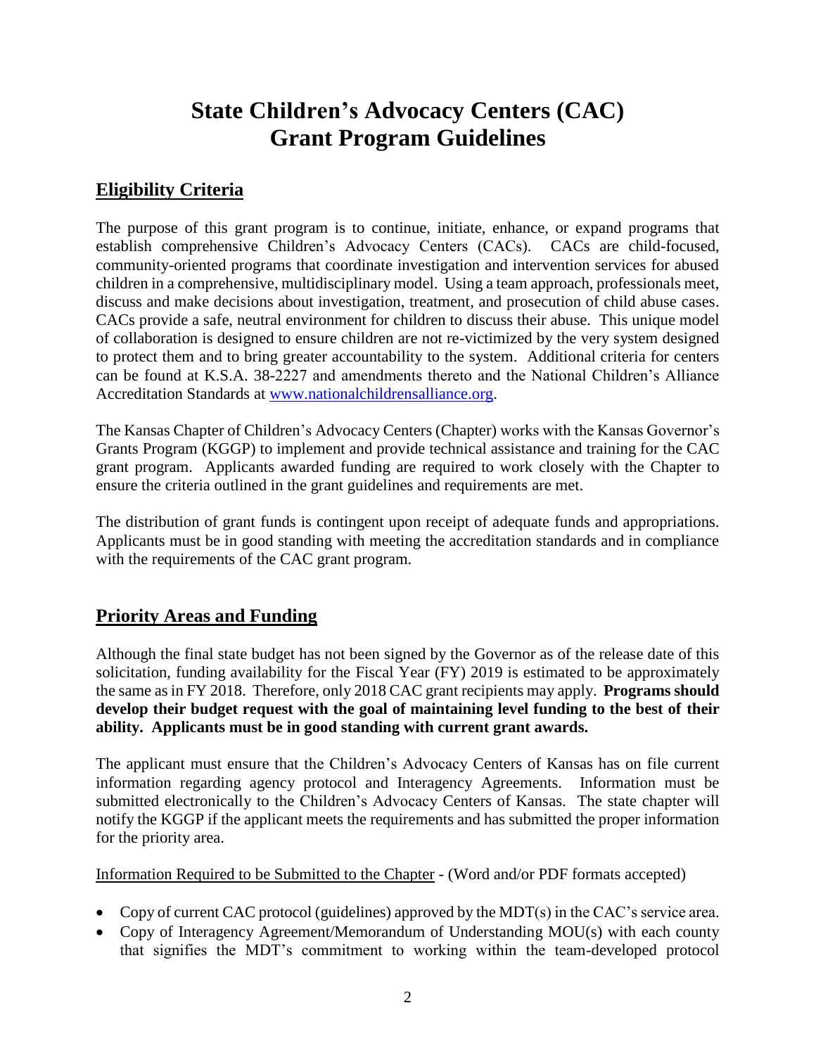# State Children's Advocacy Centers (CAC) Grant Program Guidelines

## Eligibility Criteria

The purpose of this grant program is to continue, initiate, enhance, or expand programs that establish comprehensive Children's Advocacy Centers (CACs). CACs are child-focused, community-oriented programs that coordinate investigation and intervention services for abused children in a comprehensive, multidisciplinary model. Using a team approach, professionals meet, discuss and make decisions about investigation, treatment, and prosecution of child abuse cases. CACs provide a safe, neutral environment for children to discuss their abuse. This unique model of collaboration is designed to ensure children are not re-victimized by the very system designed to protect them and to bring greater accountability to the system. Additional criteria for centers can be found at K.S.A. 38-2227 and amendments thereto and the National Children's Alliance Accreditation Standards at [www.nationalchildrensalliance.org](http://www.nationalchildrensalliance.org).

The Kansas Chapter of Children's Advocacy Centers (Chapter) works with the Kansas Governor's Grants Program (KGGP) to implement and provide technical assistance and training for the CAC grant program. Applicants awarded funding are required to work closely with the Chapter to ensure the criteria outlined in the grant guidelines and requirements are met.

The distribution of grant funds is contingent upon receipt of adequate funds and appropriations. Applicants must be in good standing with meeting the accreditation standards and in compliance with the requirements of the CAC grant program.

## Priority Areas and Funding

Although the final state budget has not been signed by the Governor as of the release date of this solicitation, funding availability for the Fiscal Year (FY) 2019 is estimated to be approximately the same as in FY 2018. Therefore, only 2018 CAC grant recipients may apply. **Programs should develop their budget request with the goal of maintaining level funding to the best of their ability. Applicants must be in good standing with current grant awards.**

The applicant must ensure that the Children's Advocacy Centers of Kansas has on file current information regarding agency protocol and Interagency Agreements. Information must be submitted electronically to the Children's Advocacy Centers of Kansas. The state chapter will notify the KGGP if the applicant meets the requirements and has submitted the proper information for the priority area.

Information Required to be Submitted to the Chapter - (Word and/or PDF formats accepted)

- Copy of current CAC protocol (guidelines) approved by the MDT(s) in the CAC's service area.
- Copy of Interagency Agreement/Memorandum of Understanding MOU(s) with each county that signifies the MDT's commitment to working within the team-developed protocol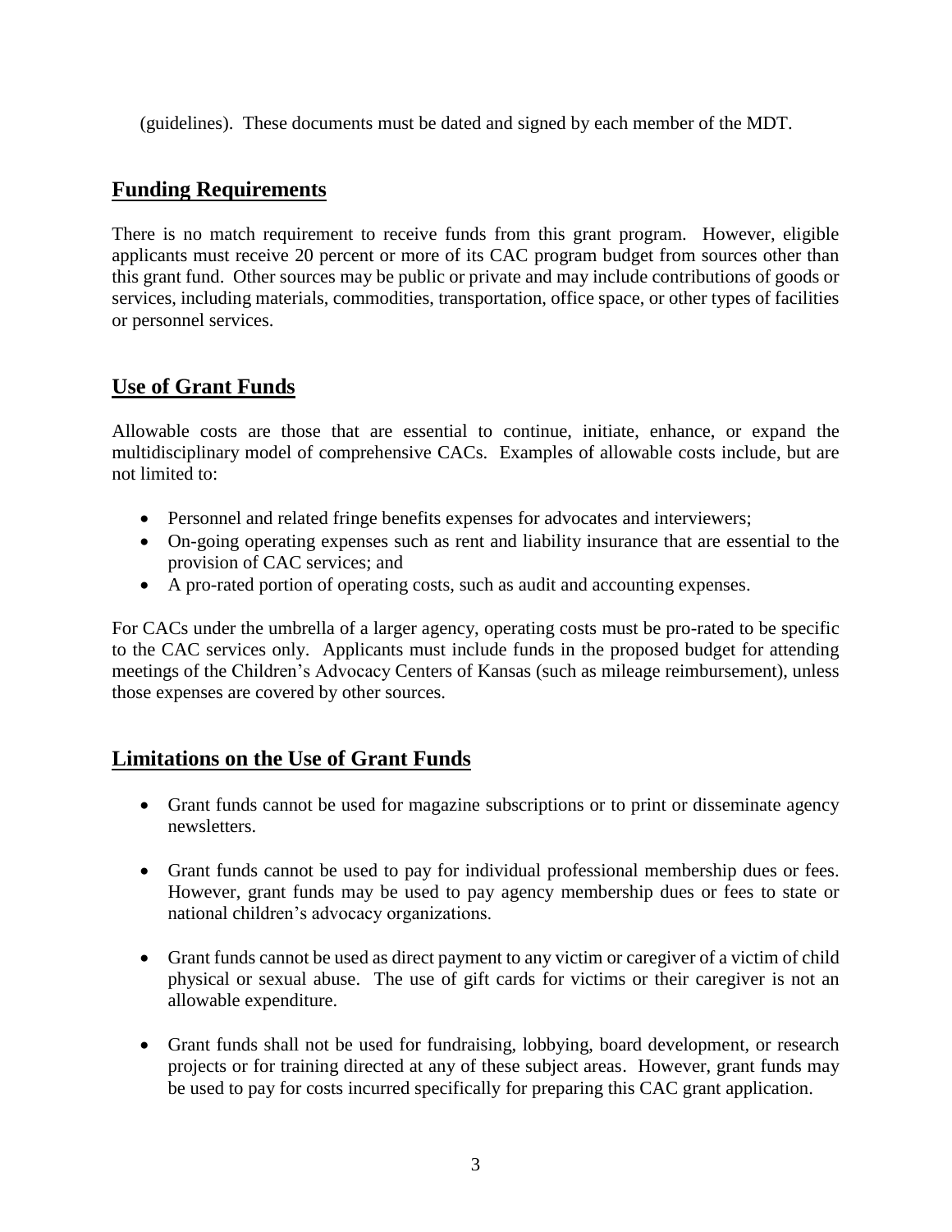(guidelines). These documents must be dated and signed by each member of the MDT.

## Funding Requirements

There is no match requirement to receive funds from this grant program. However, eligible applicants must receive 20 percent or more of its CAC program budget from sources other than this grant fund. Other sources may be public or private and may include contributions of goods or services, including materials, commodities, transportation, office space, or other types of facilities or personnel services.

## Use of Grant Funds

Allowable costs are those that are essential to continue, initiate, enhance, or expand the multidisciplinary model of comprehensive CACs. Examples of allowable costs include, but are not limited to:

- Personnel and related fringe benefits expenses for advocates and interviewers;
- On-going operating expenses such as rent and liability insurance that are essential to the provision of CAC services; and
- A pro-rated portion of operating costs, such as audit and accounting expenses.

For CACs under the umbrella of a larger agency, operating costs must be pro-rated to be specific to the CAC services only. Applicants must include funds in the proposed budget for attending meetings of the Children's Advocacy Centers of Kansas (such as mileage reimbursement), unless those expenses are covered by other sources.

## Limitations on the Use of Grant Funds

- Grant funds cannot be used for magazine subscriptions or to print or disseminate agency newsletters.
- Grant funds cannot be used to pay for individual professional membership dues or fees. However, grant funds may be used to pay agency membership dues or fees to state or national children's advocacy organizations.
- Grant funds cannot be used as direct payment to any victim or caregiver of a victim of child physical or sexual abuse. The use of gift cards for victims or their caregiver is not an allowable expenditure.
- Grant funds shall not be used for fundraising, lobbying, board development, or research projects or for training directed at any of these subject areas. However, grant funds may be used to pay for costs incurred specifically for preparing this CAC grant application.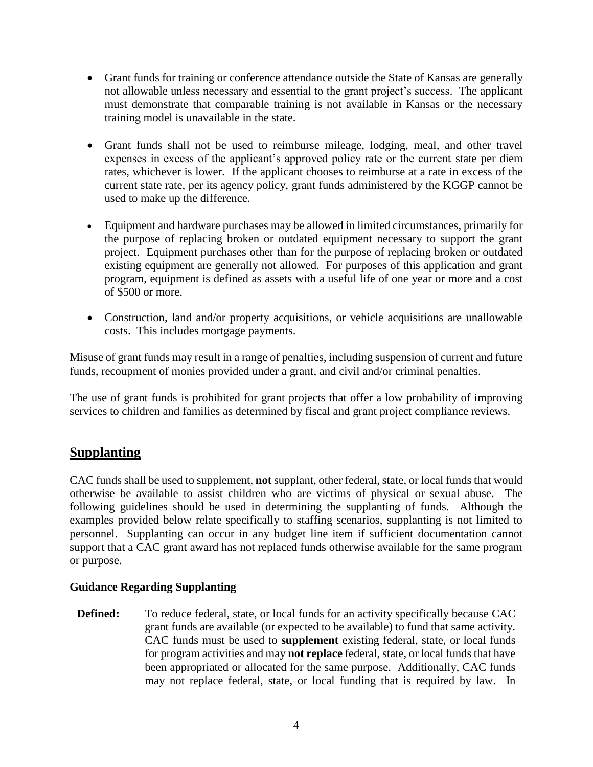- Grant funds for training or conference attendance outside the State of Kansas are generally not allowable unless necessary and essential to the grant project's success. The applicant must demonstrate that comparable training is not available in Kansas or the necessary training model is unavailable in the state.

- Grant funds shall not be used to reimburse mileage, lodging, meal, and other travel expenses in excess of the applicant's approved policy rate or the current state per diem rates, whichever is lower. If the applicant chooses to reimburse at a rate in excess of the current state rate, per its agency policy, grant funds administered by the KGGP cannot be used to make up the difference.

- Equipment and hardware purchases may be allowed in limited circumstances, primarily for the purpose of replacing broken or outdated equipment necessary to support the grant project. Equipment purchases other than for the purpose of replacing broken or outdated existing equipment are generally not allowed. For purposes of this application and grant program, equipment is defined as assets with a useful life of one year or more and a cost of $500 or more.

- Construction, land and/or property acquisitions, or vehicle acquisitions are unallowable costs. This includes mortgage payments.

Misuse of grant funds may result in a range of penalties, including suspension of current and future funds, recoupment of monies provided under a grant, and civil and/or criminal penalties.

The use of grant funds is prohibited for grant projects that offer a low probability of improving services to children and families as determined by fiscal and grant project compliance reviews.

## Supplanting

CAC funds shall be used to supplement, **not** supplant, other federal, state, or local funds that would otherwise be available to assist children who are victims of physical or sexual abuse. The following guidelines should be used in determining the supplanting of funds. Although the examples provided below relate specifically to staffing scenarios, supplanting is not limited to personnel. Supplanting can occur in any budget line item if sufficient documentation cannot support that a CAC grant award has not replaced funds otherwise available for the same program or purpose.

### Guidance Regarding Supplanting

**Defined:** To reduce federal, state, or local funds for an activity specifically because CAC grant funds are available (or expected to be available) to fund that same activity. CAC funds must be used to **supplement** existing federal, state, or local funds for program activities and may **not replace** federal, state, or local funds that have been appropriated or allocated for the same purpose. Additionally, CAC funds may not replace federal, state, or local funding that is required by law. In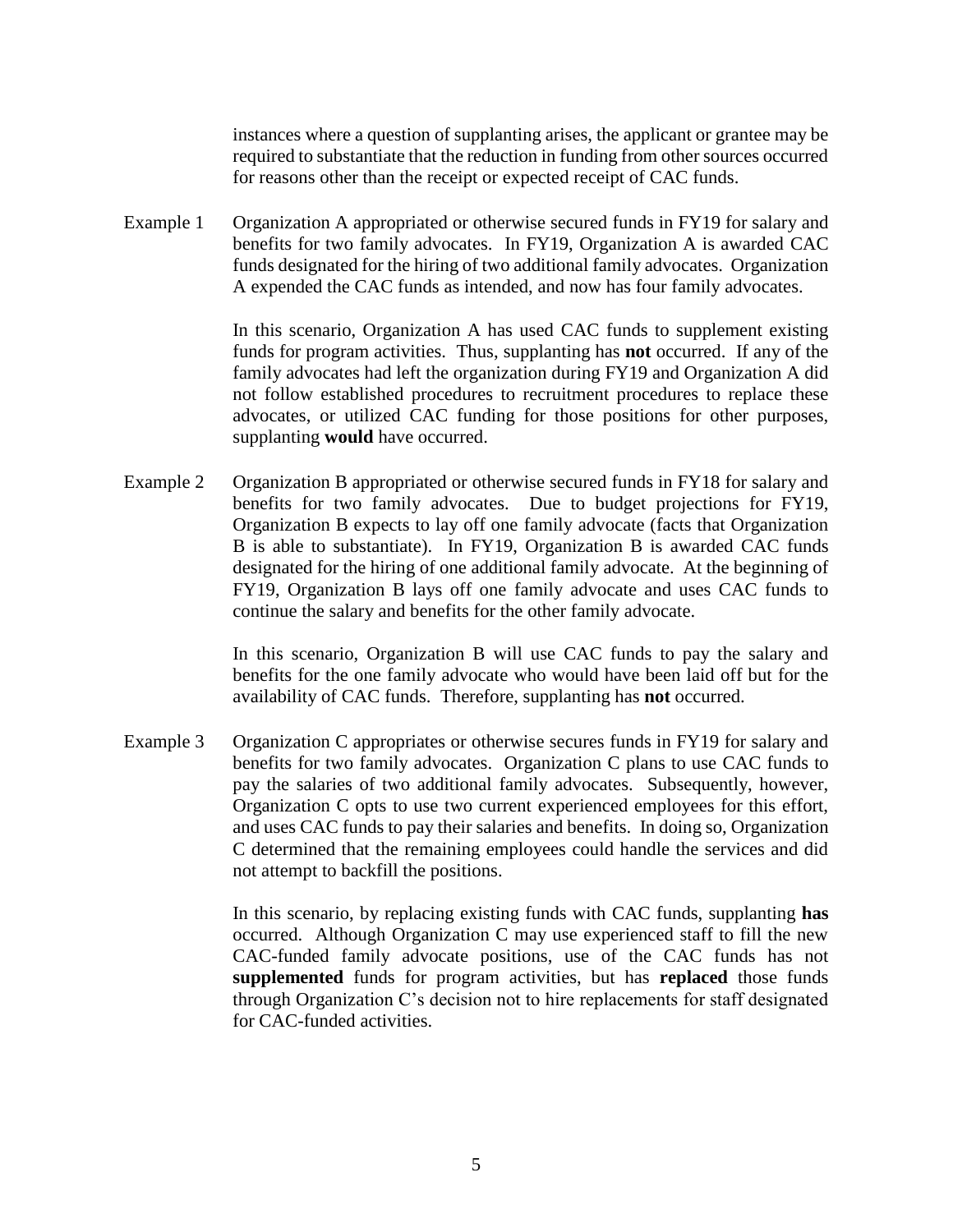instances where a question of supplanting arises, the applicant or grantee may be required to substantiate that the reduction in funding from other sources occurred for reasons other than the receipt or expected receipt of CAC funds.

Example 1 Organization A appropriated or otherwise secured funds in FY19 for salary and benefits for two family advocates. In FY19, Organization A is awarded CAC funds designated for the hiring of two additional family advocates. Organization A expended the CAC funds as intended, and now has four family advocates.

In this scenario, Organization A has used CAC funds to supplement existing funds for program activities. Thus, supplanting has **not** occurred. If any of the family advocates had left the organization during FY19 and Organization A did not follow established procedures to recruitment procedures to replace these advocates, or utilized CAC funding for those positions for other purposes, supplanting **would** have occurred.

Example 2 Organization B appropriated or otherwise secured funds in FY18 for salary and benefits for two family advocates. Due to budget projections for FY19, Organization B expects to lay off one family advocate (facts that Organization B is able to substantiate). In FY19, Organization B is awarded CAC funds designated for the hiring of one additional family advocate. At the beginning of FY19, Organization B lays off one family advocate and uses CAC funds to continue the salary and benefits for the other family advocate.

In this scenario, Organization B will use CAC funds to pay the salary and benefits for the one family advocate who would have been laid off but for the availability of CAC funds. Therefore, supplanting has **not** occurred.

Example 3 Organization C appropriates or otherwise secures funds in FY19 for salary and benefits for two family advocates. Organization C plans to use CAC funds to pay the salaries of two additional family advocates. Subsequently, however, Organization C opts to use two current experienced employees for this effort, and uses CAC funds to pay their salaries and benefits. In doing so, Organization C determined that the remaining employees could handle the services and did not attempt to backfill the positions.

In this scenario, by replacing existing funds with CAC funds, supplanting **has** occurred. Although Organization C may use experienced staff to fill the new CAC-funded family advocate positions, use of the CAC funds has not **supplemented** funds for program activities, but has **replaced** those funds through Organization C's decision not to hire replacements for staff designated for CAC-funded activities.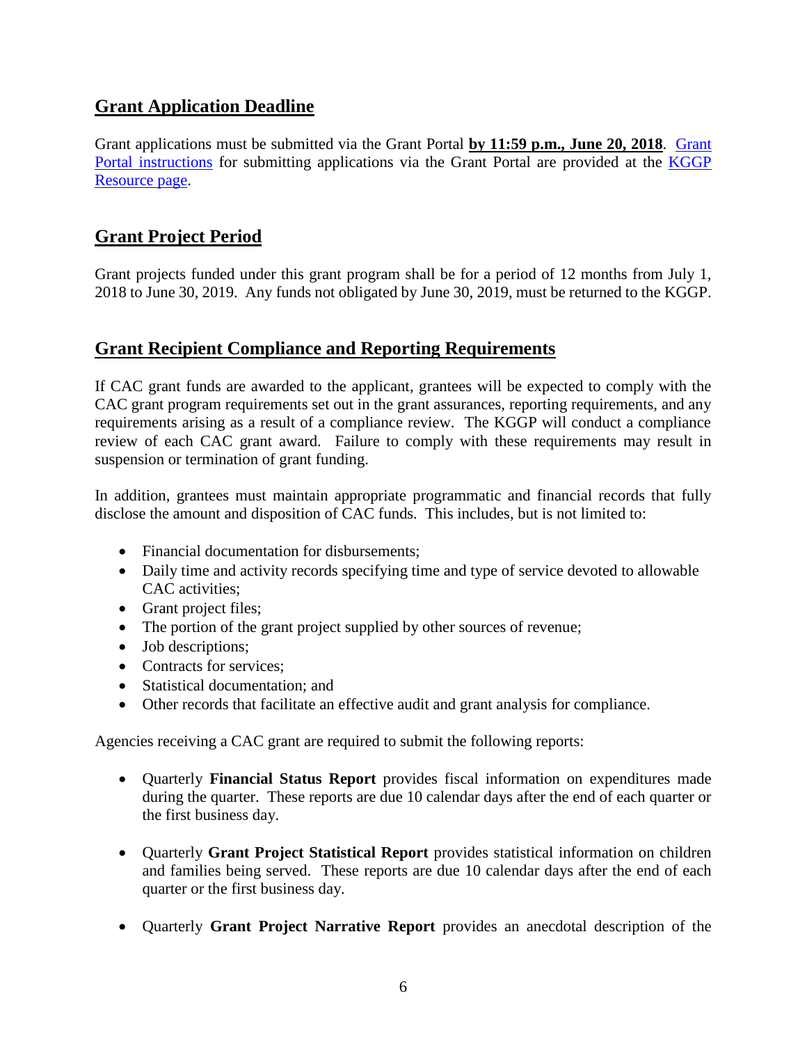## Grant Application Deadline

Grant applications must be submitted via the Grant Portal **by 11:59 p.m., June 20, 2018**. Grant Portal instructions for submitting applications via the Grant Portal are provided at the KGGP Resource page.

## Grant Project Period

Grant projects funded under this grant program shall be for a period of 12 months from July 1, 2018 to June 30, 2019. Any funds not obligated by June 30, 2019, must be returned to the KGGP.

## Grant Recipient Compliance and Reporting Requirements

If CAC grant funds are awarded to the applicant, grantees will be expected to comply with the CAC grant program requirements set out in the grant assurances, reporting requirements, and any requirements arising as a result of a compliance review. The KGGP will conduct a compliance review of each CAC grant award. Failure to comply with these requirements may result in suspension or termination of grant funding.

In addition, grantees must maintain appropriate programmatic and financial records that fully disclose the amount and disposition of CAC funds. This includes, but is not limited to:

- Financial documentation for disbursements;
- Daily time and activity records specifying time and type of service devoted to allowable CAC activities;
- Grant project files;
- The portion of the grant project supplied by other sources of revenue;
- Job descriptions;
- Contracts for services;
- Statistical documentation; and
- Other records that facilitate an effective audit and grant analysis for compliance.

Agencies receiving a CAC grant are required to submit the following reports:

- Quarterly **Financial Status Report** provides fiscal information on expenditures made during the quarter. These reports are due 10 calendar days after the end of each quarter or the first business day.
- Quarterly **Grant Project Statistical Report** provides statistical information on children and families being served. These reports are due 10 calendar days after the end of each quarter or the first business day.
- Quarterly **Grant Project Narrative Report** provides an anecdotal description of the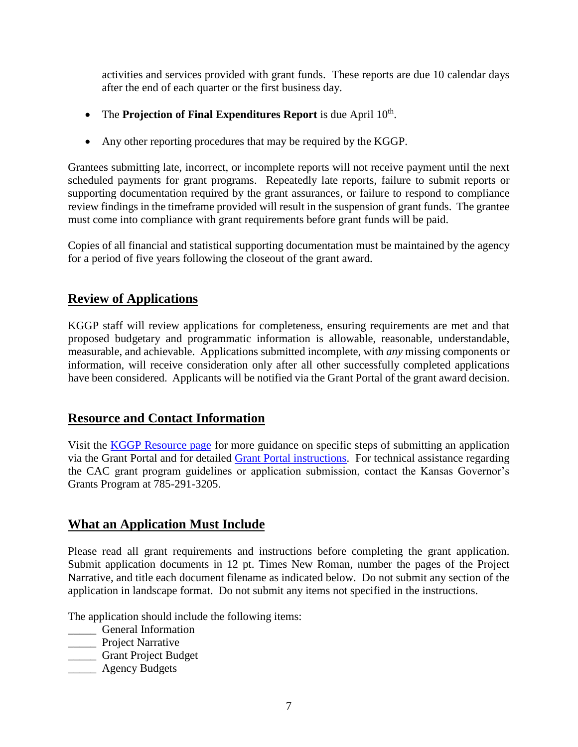activities and services provided with grant funds. These reports are due 10 calendar days after the end of each quarter or the first business day.

- The **Projection of Final Expenditures Report** is due April 10th.
- Any other reporting procedures that may be required by the KGGP.

Grantees submitting late, incorrect, or incomplete reports will not receive payment until the next scheduled payments for grant programs. Repeatedly late reports, failure to submit reports or supporting documentation required by the grant assurances, or failure to respond to compliance review findings in the timeframe provided will result in the suspension of grant funds. The grantee must come into compliance with grant requirements before grant funds will be paid.

Copies of all financial and statistical supporting documentation must be maintained by the agency for a period of five years following the closeout of the grant award.

## Review of Applications

KGGP staff will review applications for completeness, ensuring requirements are met and that proposed budgetary and programmatic information is allowable, reasonable, understandable, measurable, and achievable. Applications submitted incomplete, with *any* missing components or information, will receive consideration only after all other successfully completed applications have been considered. Applicants will be notified via the Grant Portal of the grant award decision.

## Resource and Contact Information

Visit the KGGP Resource page for more guidance on specific steps of submitting an application via the Grant Portal and for detailed Grant Portal instructions. For technical assistance regarding the CAC grant program guidelines or application submission, contact the Kansas Governor's Grants Program at 785-291-3205.

## What an Application Must Include

Please read all grant requirements and instructions before completing the grant application. Submit application documents in 12 pt. Times New Roman, number the pages of the Project Narrative, and title each document filename as indicated below. Do not submit any section of the application in landscape format. Do not submit any items not specified in the instructions.

The application should include the following items:

_____ General Information
_____ Project Narrative
_____ Grant Project Budget
_____ Agency Budgets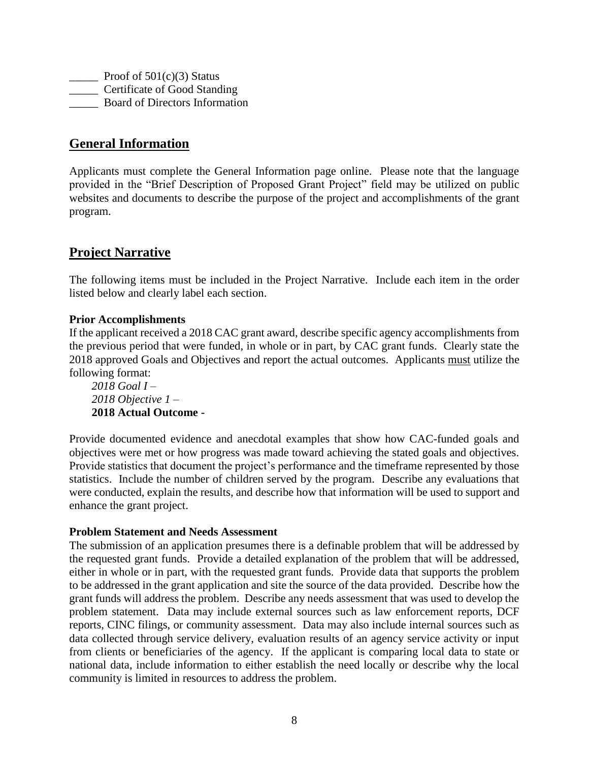_____ Proof of 501(c)(3) Status
_____ Certificate of Good Standing
_____ Board of Directors Information

## General Information

Applicants must complete the General Information page online. Please note that the language provided in the "Brief Description of Proposed Grant Project" field may be utilized on public websites and documents to describe the purpose of the project and accomplishments of the grant program.

## Project Narrative

The following items must be included in the Project Narrative. Include each item in the order listed below and clearly label each section.

**Prior Accomplishments**

If the applicant received a 2018 CAC grant award, describe specific agency accomplishments from the previous period that were funded, in whole or in part, by CAC grant funds. Clearly state the 2018 approved Goals and Objectives and report the actual outcomes. Applicants <u>must</u> utilize the following format:

*2018 Goal I –*
*2018 Objective 1 –*
**2018 Actual Outcome -**

Provide documented evidence and anecdotal examples that show how CAC-funded goals and objectives were met or how progress was made toward achieving the stated goals and objectives. Provide statistics that document the project's performance and the timeframe represented by those statistics. Include the number of children served by the program. Describe any evaluations that were conducted, explain the results, and describe how that information will be used to support and enhance the grant project.

**Problem Statement and Needs Assessment**

The submission of an application presumes there is a definable problem that will be addressed by the requested grant funds. Provide a detailed explanation of the problem that will be addressed, either in whole or in part, with the requested grant funds. Provide data that supports the problem to be addressed in the grant application and site the source of the data provided. Describe how the grant funds will address the problem. Describe any needs assessment that was used to develop the problem statement. Data may include external sources such as law enforcement reports, DCF reports, CINC filings, or community assessment. Data may also include internal sources such as data collected through service delivery, evaluation results of an agency service activity or input from clients or beneficiaries of the agency. If the applicant is comparing local data to state or national data, include information to either establish the need locally or describe why the local community is limited in resources to address the problem.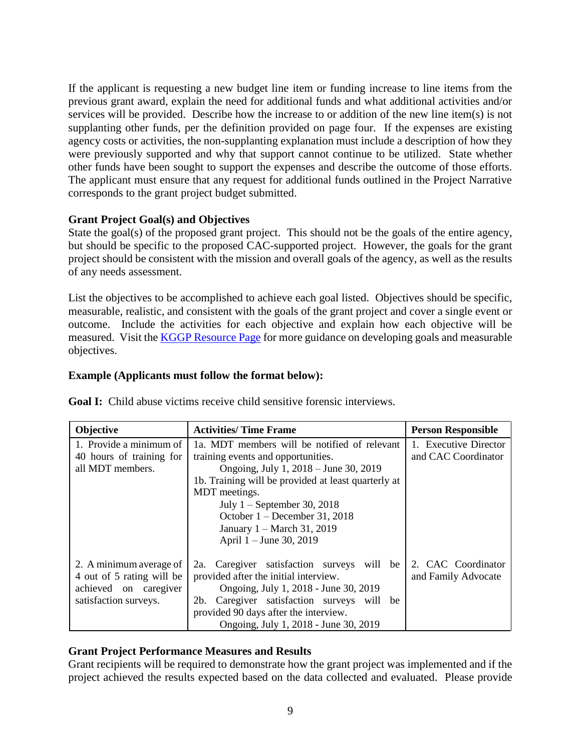If the applicant is requesting a new budget line item or funding increase to line items from the previous grant award, explain the need for additional funds and what additional activities and/or services will be provided. Describe how the increase to or addition of the new line item(s) is not supplanting other funds, per the definition provided on page four. If the expenses are existing agency costs or activities, the non-supplanting explanation must include a description of how they were previously supported and why that support cannot continue to be utilized. State whether other funds have been sought to support the expenses and describe the outcome of those efforts. The applicant must ensure that any request for additional funds outlined in the Project Narrative corresponds to the grant project budget submitted.

**Grant Project Goal(s) and Objectives**

State the goal(s) of the proposed grant project. This should not be the goals of the entire agency, but should be specific to the proposed CAC-supported project. However, the goals for the grant project should be consistent with the mission and overall goals of the agency, as well as the results of any needs assessment.

List the objectives to be accomplished to achieve each goal listed. Objectives should be specific, measurable, realistic, and consistent with the goals of the grant project and cover a single event or outcome. Include the activities for each objective and explain how each objective will be measured. Visit the KGGP Resource Page for more guidance on developing goals and measurable objectives.

**Example (Applicants must follow the format below):**

**Goal I:** Child abuse victims receive child sensitive forensic interviews.

| Objective | Activities/ Time Frame | Person Responsible |
|---|---|---|
| 1. Provide a minimum of 40 hours of training for all MDT members. | 1a. MDT members will be notified of relevant training events and opportunities.<br>Ongoing, July 1, 2018 – June 30, 2019<br>1b. Training will be provided at least quarterly at MDT meetings.<br>July 1 – September 30, 2018<br>October 1 – December 31, 2018<br>January 1 – March 31, 2019<br>April 1 – June 30, 2019 | 1. Executive Director and CAC Coordinator |
| 2. A minimum average of 4 out of 5 rating will be achieved on caregiver satisfaction surveys. | 2a. Caregiver satisfaction surveys will be provided after the initial interview.<br>Ongoing, July 1, 2018 - June 30, 2019<br>2b. Caregiver satisfaction surveys will be provided 90 days after the interview.<br>Ongoing, July 1, 2018 - June 30, 2019 | 2. CAC Coordinator and Family Advocate |

**Grant Project Performance Measures and Results**

Grant recipients will be required to demonstrate how the grant project was implemented and if the project achieved the results expected based on the data collected and evaluated. Please provide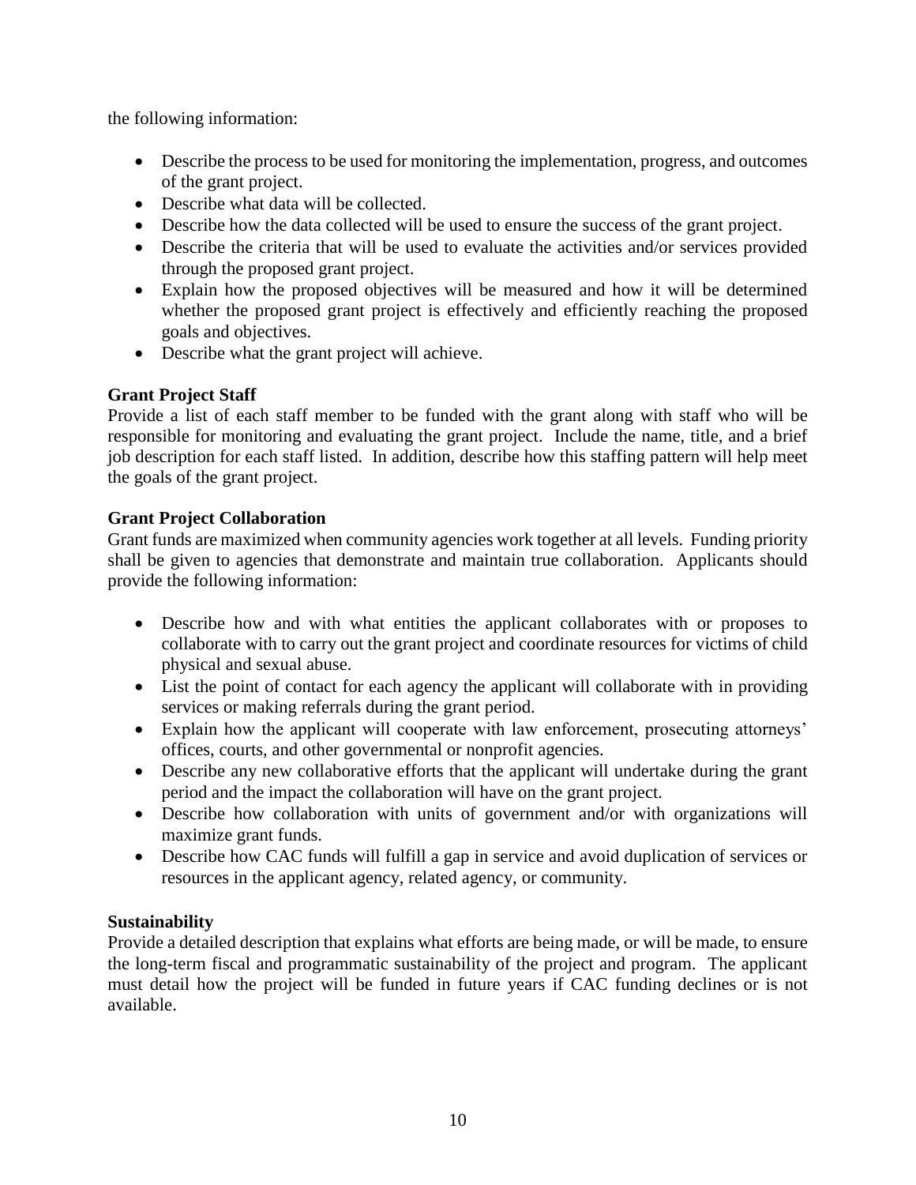the following information:

- Describe the process to be used for monitoring the implementation, progress, and outcomes of the grant project.
- Describe what data will be collected.
- Describe how the data collected will be used to ensure the success of the grant project.
- Describe the criteria that will be used to evaluate the activities and/or services provided through the proposed grant project.
- Explain how the proposed objectives will be measured and how it will be determined whether the proposed grant project is effectively and efficiently reaching the proposed goals and objectives.
- Describe what the grant project will achieve.

**Grant Project Staff**

Provide a list of each staff member to be funded with the grant along with staff who will be responsible for monitoring and evaluating the grant project. Include the name, title, and a brief job description for each staff listed. In addition, describe how this staffing pattern will help meet the goals of the grant project.

**Grant Project Collaboration**

Grant funds are maximized when community agencies work together at all levels. Funding priority shall be given to agencies that demonstrate and maintain true collaboration. Applicants should provide the following information:

- Describe how and with what entities the applicant collaborates with or proposes to collaborate with to carry out the grant project and coordinate resources for victims of child physical and sexual abuse.
- List the point of contact for each agency the applicant will collaborate with in providing services or making referrals during the grant period.
- Explain how the applicant will cooperate with law enforcement, prosecuting attorneys' offices, courts, and other governmental or nonprofit agencies.
- Describe any new collaborative efforts that the applicant will undertake during the grant period and the impact the collaboration will have on the grant project.
- Describe how collaboration with units of government and/or with organizations will maximize grant funds.
- Describe how CAC funds will fulfill a gap in service and avoid duplication of services or resources in the applicant agency, related agency, or community.

**Sustainability**

Provide a detailed description that explains what efforts are being made, or will be made, to ensure the long-term fiscal and programmatic sustainability of the project and program. The applicant must detail how the project will be funded in future years if CAC funding declines or is not available.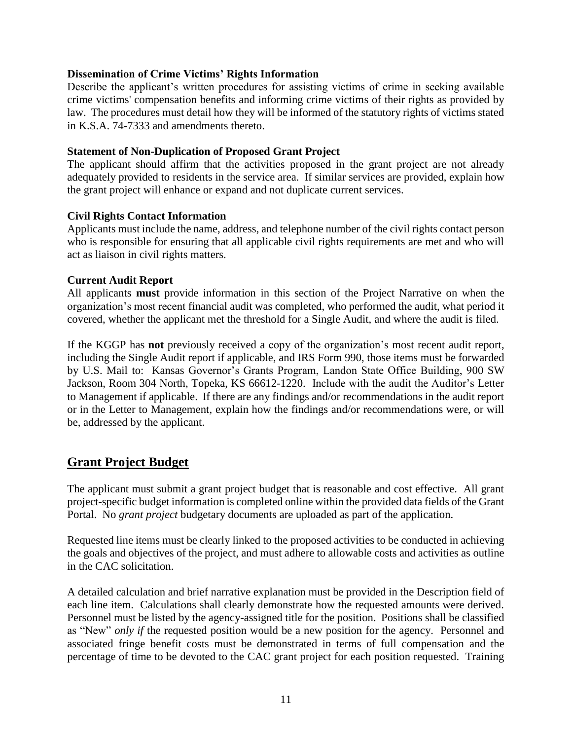### Dissemination of Crime Victims' Rights Information

Describe the applicant's written procedures for assisting victims of crime in seeking available crime victims' compensation benefits and informing crime victims of their rights as provided by law. The procedures must detail how they will be informed of the statutory rights of victims stated in K.S.A. 74-7333 and amendments thereto.

### Statement of Non-Duplication of Proposed Grant Project

The applicant should affirm that the activities proposed in the grant project are not already adequately provided to residents in the service area. If similar services are provided, explain how the grant project will enhance or expand and not duplicate current services.

### Civil Rights Contact Information

Applicants must include the name, address, and telephone number of the civil rights contact person who is responsible for ensuring that all applicable civil rights requirements are met and who will act as liaison in civil rights matters.

### Current Audit Report

All applicants **must** provide information in this section of the Project Narrative on when the organization's most recent financial audit was completed, who performed the audit, what period it covered, whether the applicant met the threshold for a Single Audit, and where the audit is filed.

If the KGGP has **not** previously received a copy of the organization's most recent audit report, including the Single Audit report if applicable, and IRS Form 990, those items must be forwarded by U.S. Mail to: Kansas Governor's Grants Program, Landon State Office Building, 900 SW Jackson, Room 304 North, Topeka, KS 66612-1220. Include with the audit the Auditor's Letter to Management if applicable. If there are any findings and/or recommendations in the audit report or in the Letter to Management, explain how the findings and/or recommendations were, or will be, addressed by the applicant.

## Grant Project Budget

The applicant must submit a grant project budget that is reasonable and cost effective. All grant project-specific budget information is completed online within the provided data fields of the Grant Portal. No *grant project* budgetary documents are uploaded as part of the application.

Requested line items must be clearly linked to the proposed activities to be conducted in achieving the goals and objectives of the project, and must adhere to allowable costs and activities as outline in the CAC solicitation.

A detailed calculation and brief narrative explanation must be provided in the Description field of each line item. Calculations shall clearly demonstrate how the requested amounts were derived. Personnel must be listed by the agency-assigned title for the position. Positions shall be classified as "New" *only if* the requested position would be a new position for the agency. Personnel and associated fringe benefit costs must be demonstrated in terms of full compensation and the percentage of time to be devoted to the CAC grant project for each position requested. Training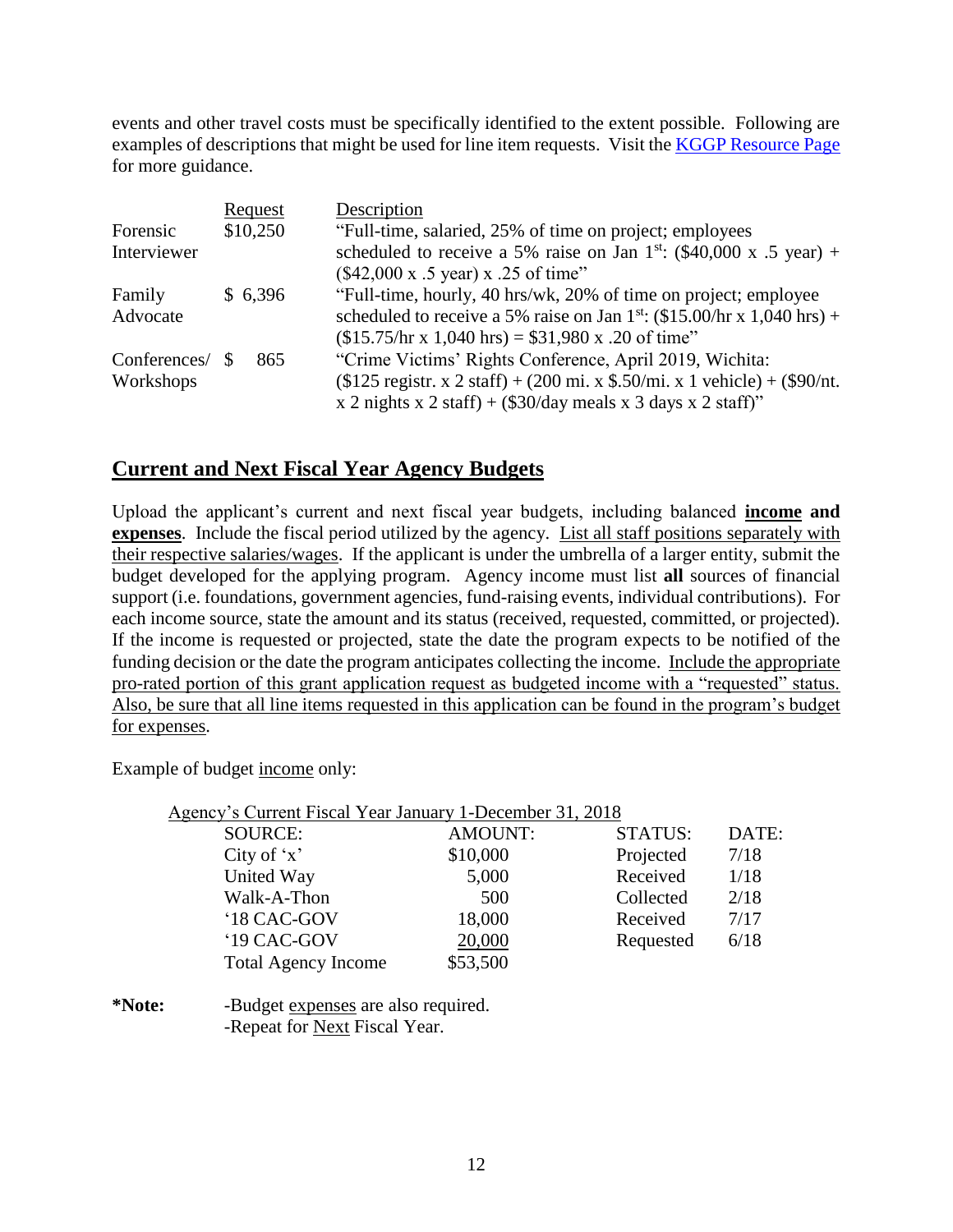events and other travel costs must be specifically identified to the extent possible. Following are examples of descriptions that might be used for line item requests. Visit the [KGGP Resource Page](KGGP Resource Page) for more guidance.

| | Request | Description |
|---|---|---|
| Forensic Interviewer | $10,250 | "Full-time, salaried, 25% of time on project; employees scheduled to receive a 5% raise on Jan 1st: ($40,000 x .5 year) + ($42,000 x .5 year) x .25 of time" |
| Family Advocate | $ 6,396 | "Full-time, hourly, 40 hrs/wk, 20% of time on project; employee scheduled to receive a 5% raise on Jan 1st: ($15.00/hr x 1,040 hrs) + ($15.75/hr x 1,040 hrs) = $31,980 x .20 of time" |
| Conferences/ Workshops | $ 865 | "Crime Victims' Rights Conference, April 2019, Wichita: ($125 registr. x 2 staff) + (200 mi. x $.50/mi. x 1 vehicle) + ($90/nt. x 2 nights x 2 staff) + ($30/day meals x 3 days x 2 staff)" |

## Current and Next Fiscal Year Agency Budgets

Upload the applicant's current and next fiscal year budgets, including balanced **income and expenses**. Include the fiscal period utilized by the agency. List all staff positions separately with their respective salaries/wages. If the applicant is under the umbrella of a larger entity, submit the budget developed for the applying program. Agency income must list **all** sources of financial support (i.e. foundations, government agencies, fund-raising events, individual contributions). For each income source, state the amount and its status (received, requested, committed, or projected). If the income is requested or projected, state the date the program expects to be notified of the funding decision or the date the program anticipates collecting the income. Include the appropriate pro-rated portion of this grant application request as budgeted income with a "requested" status. Also, be sure that all line items requested in this application can be found in the program's budget for expenses.

Example of budget income only:

Agency's Current Fiscal Year January 1-December 31, 2018

| SOURCE: | AMOUNT: | STATUS: | DATE: |
|---|---|---|---|
| City of 'x' | $10,000 | Projected | 7/18 |
| United Way | 5,000 | Received | 1/18 |
| Walk-A-Thon | 500 | Collected | 2/18 |
| '18 CAC-GOV | 18,000 | Received | 7/17 |
| '19 CAC-GOV | 20,000 | Requested | 6/18 |
| Total Agency Income | $53,500 | | |

**\*Note:** -Budget expenses are also required.
-Repeat for Next Fiscal Year.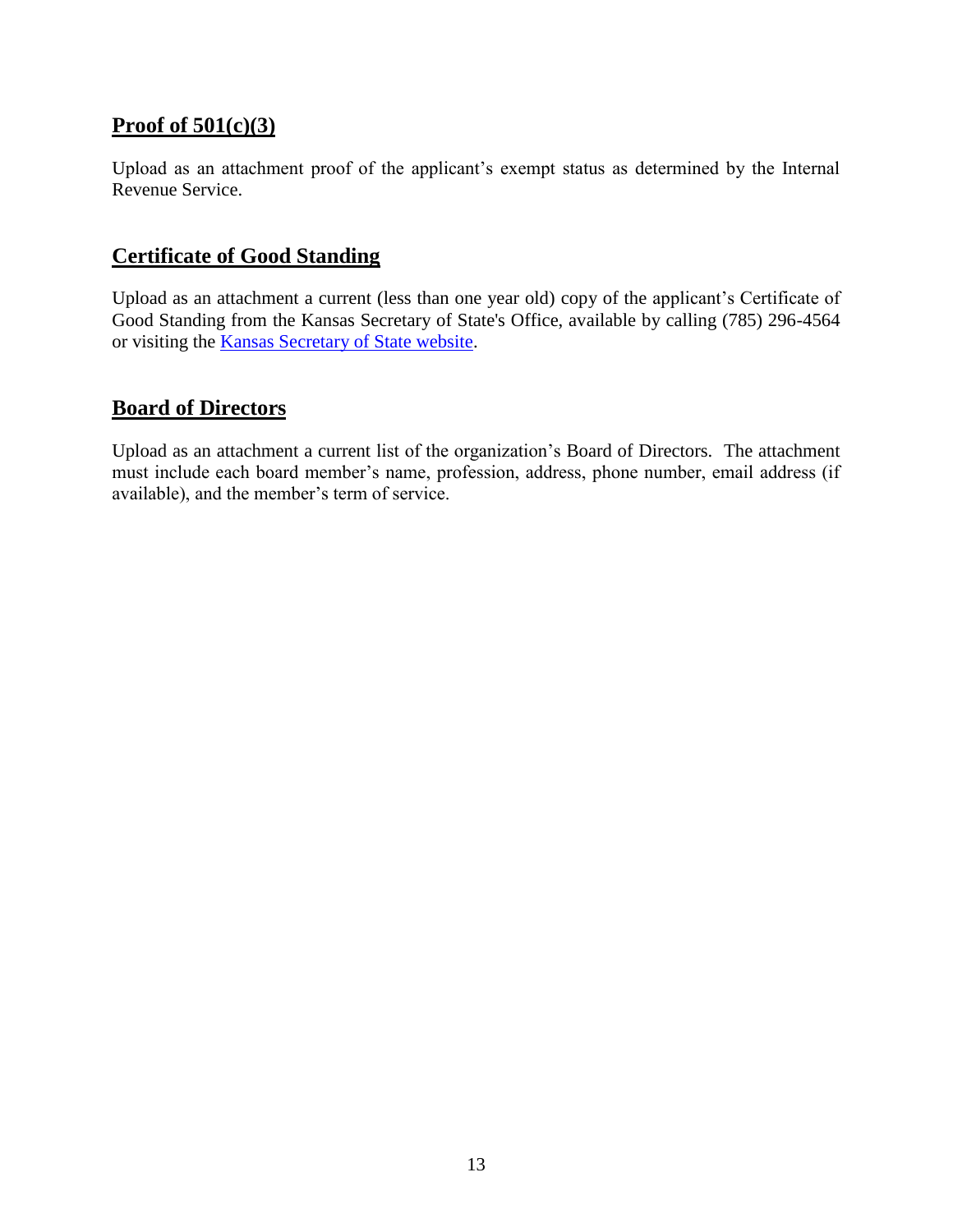## **Proof of 501(c)(3)**

Upload as an attachment proof of the applicant's exempt status as determined by the Internal Revenue Service.

## **Certificate of Good Standing**

Upload as an attachment a current (less than one year old) copy of the applicant's Certificate of Good Standing from the Kansas Secretary of State's Office, available by calling (785) 296-4564 or visiting the Kansas Secretary of State website.

## **Board of Directors**

Upload as an attachment a current list of the organization's Board of Directors. The attachment must include each board member's name, profession, address, phone number, email address (if available), and the member's term of service.